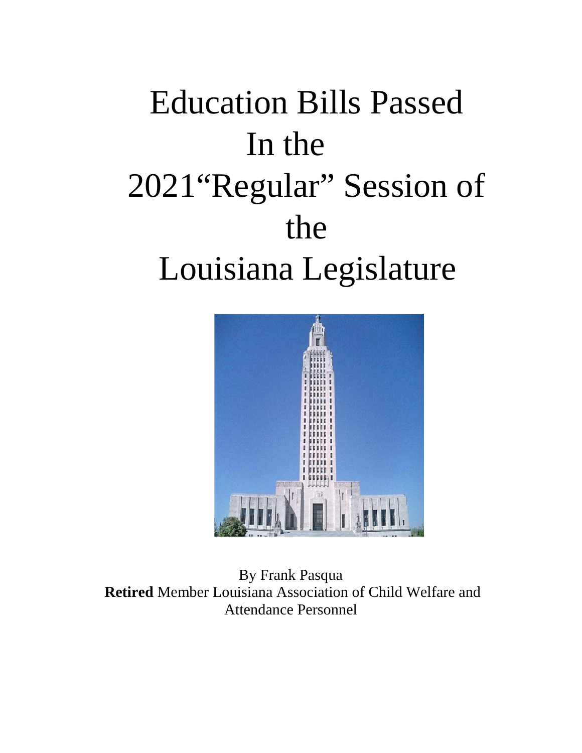# Education Bills Passed In the 2021"Regular" Session of the Louisiana Legislature

By Frank Pasqua
**Retired** Member Louisiana Association of Child Welfare and Attendance Personnel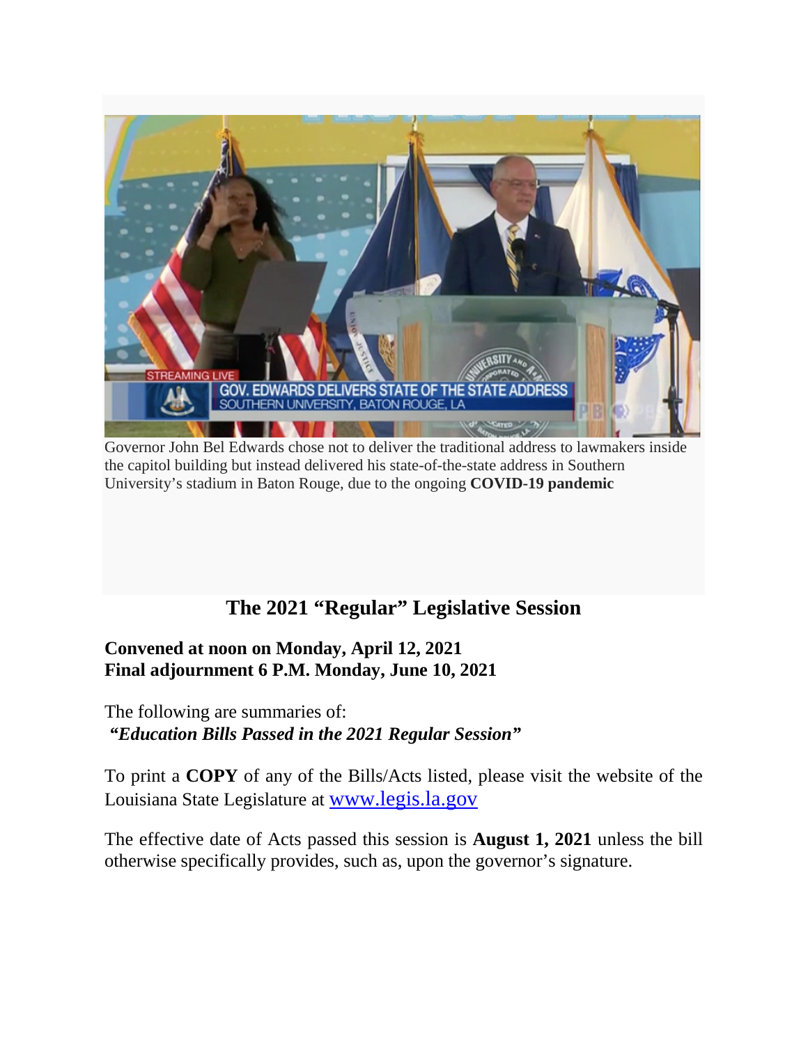Governor John Bel Edwards chose not to deliver the traditional address to lawmakers inside the capitol building but instead delivered his state-of-the-state address in Southern University's stadium in Baton Rouge, due to the ongoing **COVID-19 pandemic**

## The 2021 "Regular" Legislative Session

**Convened at noon on Monday, April 12, 2021**
**Final adjournment 6 P.M. Monday, June 10, 2021**

The following are summaries of:
***"Education Bills Passed in the 2021 Regular Session"***

To print a **COPY** of any of the Bills/Acts listed, please visit the website of the Louisiana State Legislature at [www.legis.la.gov](http://www.legis.la.gov)

The effective date of Acts passed this session is **August 1, 2021** unless the bill otherwise specifically provides, such as, upon the governor's signature.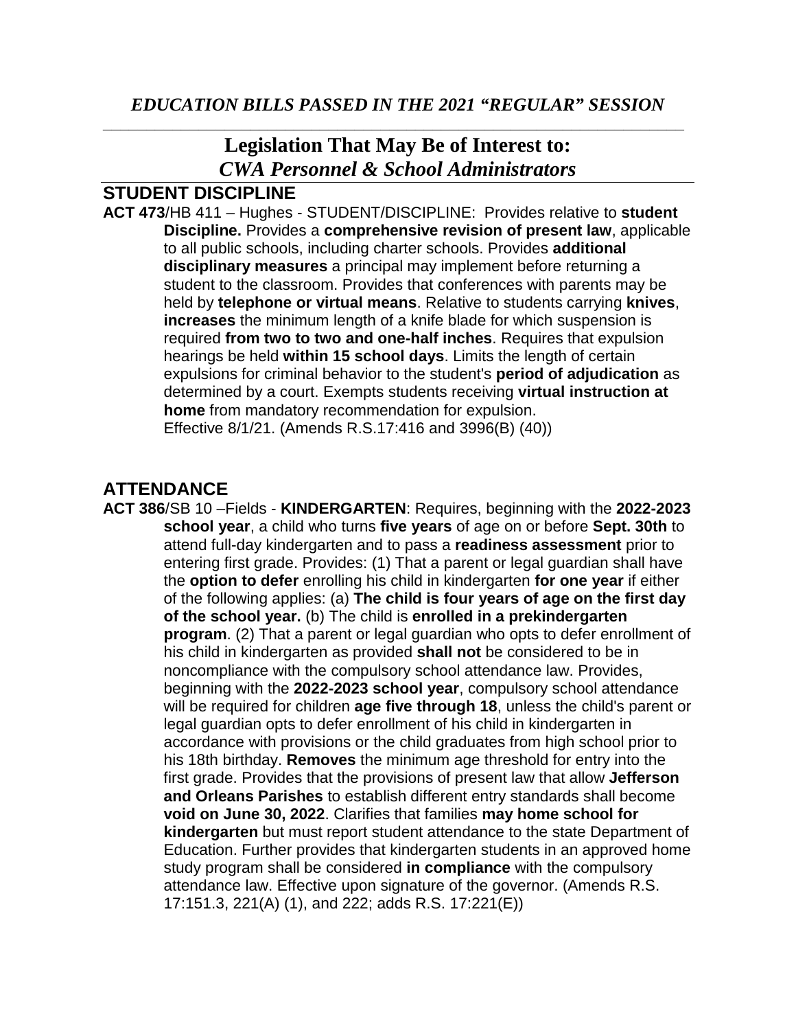*EDUCATION BILLS PASSED IN THE 2021 "REGULAR" SESSION*

## Legislation That May Be of Interest to: *CWA Personnel & School Administrators*

## STUDENT DISCIPLINE

**ACT 473**/HB 411 – Hughes - STUDENT/DISCIPLINE: Provides relative to **student Discipline.** Provides a **comprehensive revision of present law**, applicable to all public schools, including charter schools. Provides **additional disciplinary measures** a principal may implement before returning a student to the classroom. Provides that conferences with parents may be held by **telephone or virtual means**. Relative to students carrying **knives**, **increases** the minimum length of a knife blade for which suspension is required **from two to two and one-half inches**. Requires that expulsion hearings be held **within 15 school days**. Limits the length of certain expulsions for criminal behavior to the student's **period of adjudication** as determined by a court. Exempts students receiving **virtual instruction at home** from mandatory recommendation for expulsion. Effective 8/1/21. (Amends R.S.17:416 and 3996(B) (40))

## ATTENDANCE

**ACT 386**/SB 10 –Fields - **KINDERGARTEN**: Requires, beginning with the **2022-2023 school year**, a child who turns **five years** of age on or before **Sept. 30th** to attend full-day kindergarten and to pass a **readiness assessment** prior to entering first grade. Provides: (1) That a parent or legal guardian shall have the **option to defer** enrolling his child in kindergarten **for one year** if either of the following applies: (a) **The child is four years of age on the first day of the school year.** (b) The child is **enrolled in a prekindergarten program**. (2) That a parent or legal guardian who opts to defer enrollment of his child in kindergarten as provided **shall not** be considered to be in noncompliance with the compulsory school attendance law. Provides, beginning with the **2022-2023 school year**, compulsory school attendance will be required for children **age five through 18**, unless the child's parent or legal guardian opts to defer enrollment of his child in kindergarten in accordance with provisions or the child graduates from high school prior to his 18th birthday. **Removes** the minimum age threshold for entry into the first grade. Provides that the provisions of present law that allow **Jefferson and Orleans Parishes** to establish different entry standards shall become **void on June 30, 2022**. Clarifies that families **may home school for kindergarten** but must report student attendance to the state Department of Education. Further provides that kindergarten students in an approved home study program shall be considered **in compliance** with the compulsory attendance law. Effective upon signature of the governor. (Amends R.S. 17:151.3, 221(A) (1), and 222; adds R.S. 17:221(E))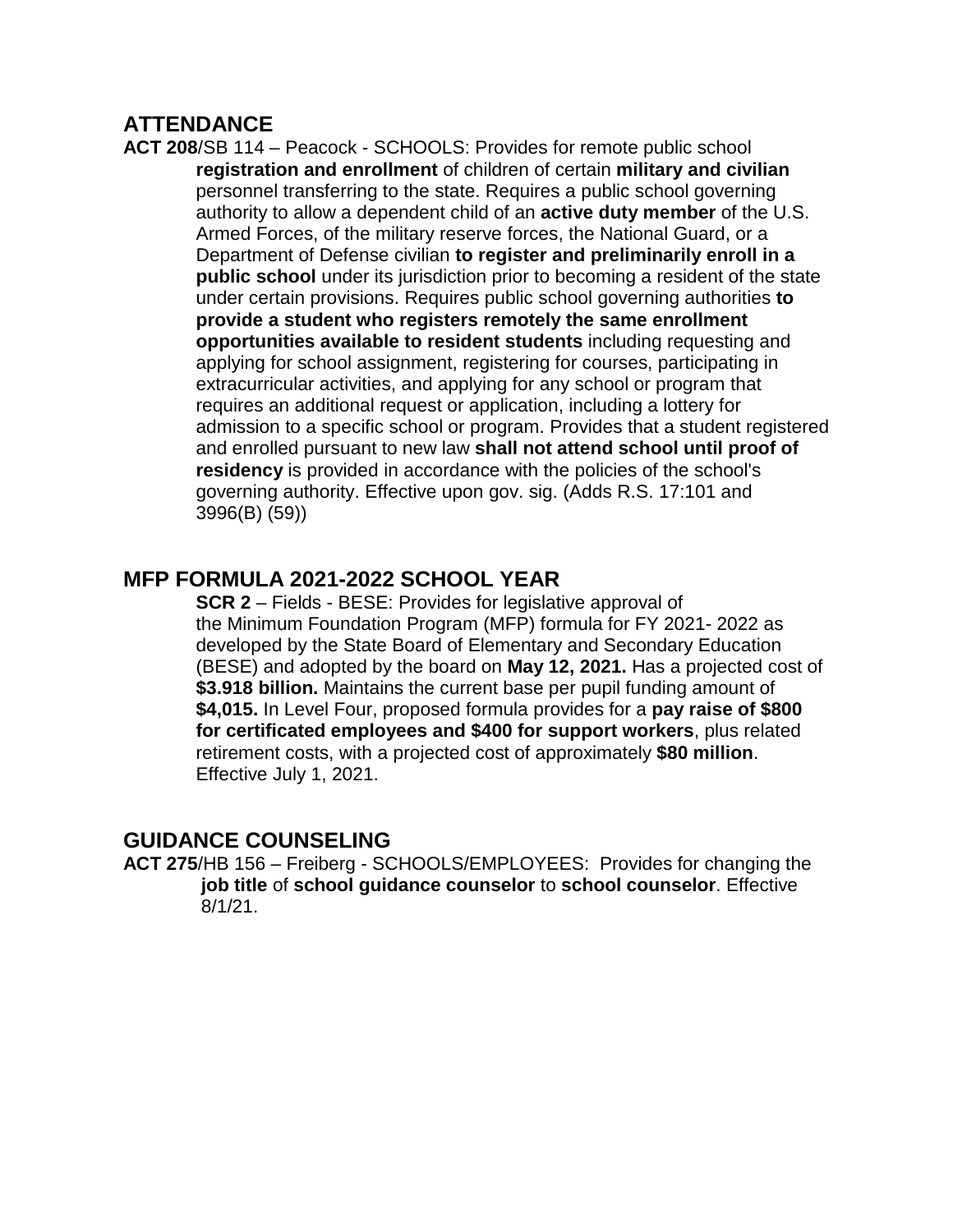## ATTENDANCE

**ACT 208**/SB 114 – Peacock - SCHOOLS: Provides for remote public school **registration and enrollment** of children of certain **military and civilian** personnel transferring to the state. Requires a public school governing authority to allow a dependent child of an **active duty member** of the U.S. Armed Forces, of the military reserve forces, the National Guard, or a Department of Defense civilian **to register and preliminarily enroll in a public school** under its jurisdiction prior to becoming a resident of the state under certain provisions. Requires public school governing authorities **to provide a student who registers remotely the same enrollment opportunities available to resident students** including requesting and applying for school assignment, registering for courses, participating in extracurricular activities, and applying for any school or program that requires an additional request or application, including a lottery for admission to a specific school or program. Provides that a student registered and enrolled pursuant to new law **shall not attend school until proof of residency** is provided in accordance with the policies of the school's governing authority. Effective upon gov. sig. (Adds R.S. 17:101 and 3996(B) (59))

## MFP FORMULA 2021-2022 SCHOOL YEAR

**SCR 2** – Fields - BESE: Provides for legislative approval of the Minimum Foundation Program (MFP) formula for FY 2021- 2022 as developed by the State Board of Elementary and Secondary Education (BESE) and adopted by the board on **May 12, 2021.** Has a projected cost of **$3.918 billion.** Maintains the current base per pupil funding amount of **$4,015.** In Level Four, proposed formula provides for a **pay raise of $800 for certificated employees and $400 for support workers**, plus related retirement costs, with a projected cost of approximately **$80 million**. Effective July 1, 2021.

## GUIDANCE COUNSELING

**ACT 275**/HB 156 – Freiberg - SCHOOLS/EMPLOYEES: Provides for changing the **job title** of **school guidance counselor** to **school counselor**. Effective 8/1/21.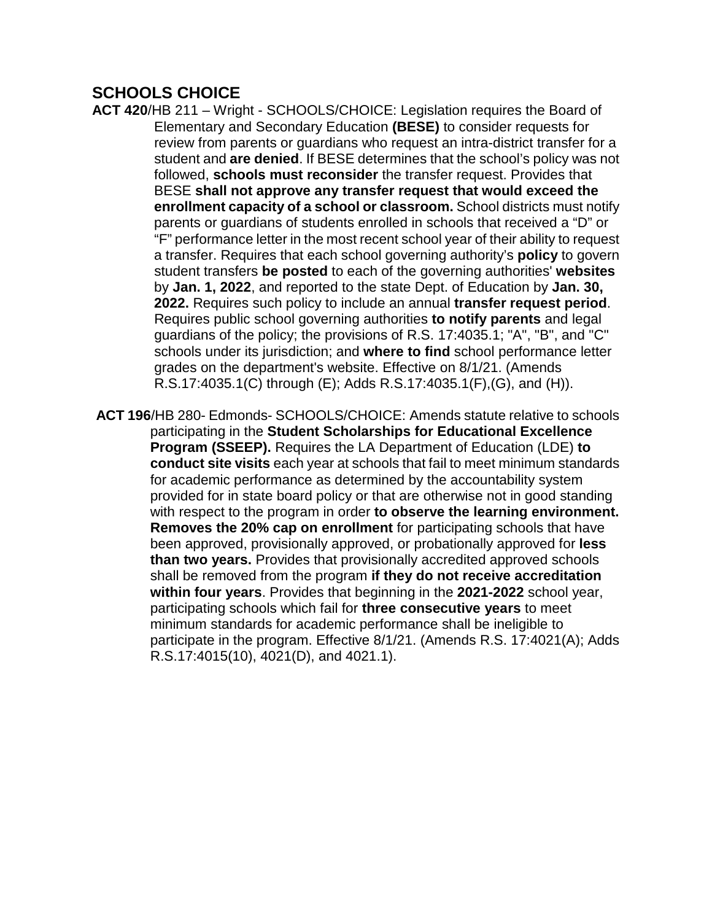## SCHOOLS CHOICE

**ACT 420**/HB 211 – Wright - SCHOOLS/CHOICE: Legislation requires the Board of Elementary and Secondary Education **(BESE)** to consider requests for review from parents or guardians who request an intra-district transfer for a student and **are denied**. If BESE determines that the school's policy was not followed, **schools must reconsider** the transfer request. Provides that BESE **shall not approve any transfer request that would exceed the enrollment capacity of a school or classroom.** School districts must notify parents or guardians of students enrolled in schools that received a "D" or "F" performance letter in the most recent school year of their ability to request a transfer. Requires that each school governing authority's **policy** to govern student transfers **be posted** to each of the governing authorities' **websites** by **Jan. 1, 2022**, and reported to the state Dept. of Education by **Jan. 30, 2022.** Requires such policy to include an annual **transfer request period**. Requires public school governing authorities **to notify parents** and legal guardians of the policy; the provisions of R.S. 17:4035.1; "A", "B", and "C" schools under its jurisdiction; and **where to find** school performance letter grades on the department's website. Effective on 8/1/21. (Amends R.S.17:4035.1(C) through (E); Adds R.S.17:4035.1(F),(G), and (H)).

**ACT 196**/HB 280- Edmonds- SCHOOLS/CHOICE: Amends statute relative to schools participating in the **Student Scholarships for Educational Excellence Program (SSEEP).** Requires the LA Department of Education (LDE) **to conduct site visits** each year at schools that fail to meet minimum standards for academic performance as determined by the accountability system provided for in state board policy or that are otherwise not in good standing with respect to the program in order **to observe the learning environment. Removes the 20% cap on enrollment** for participating schools that have been approved, provisionally approved, or probationally approved for **less than two years.** Provides that provisionally accredited approved schools shall be removed from the program **if they do not receive accreditation within four years**. Provides that beginning in the **2021-2022** school year, participating schools which fail for **three consecutive years** to meet minimum standards for academic performance shall be ineligible to participate in the program. Effective 8/1/21. (Amends R.S. 17:4021(A); Adds R.S.17:4015(10), 4021(D), and 4021.1).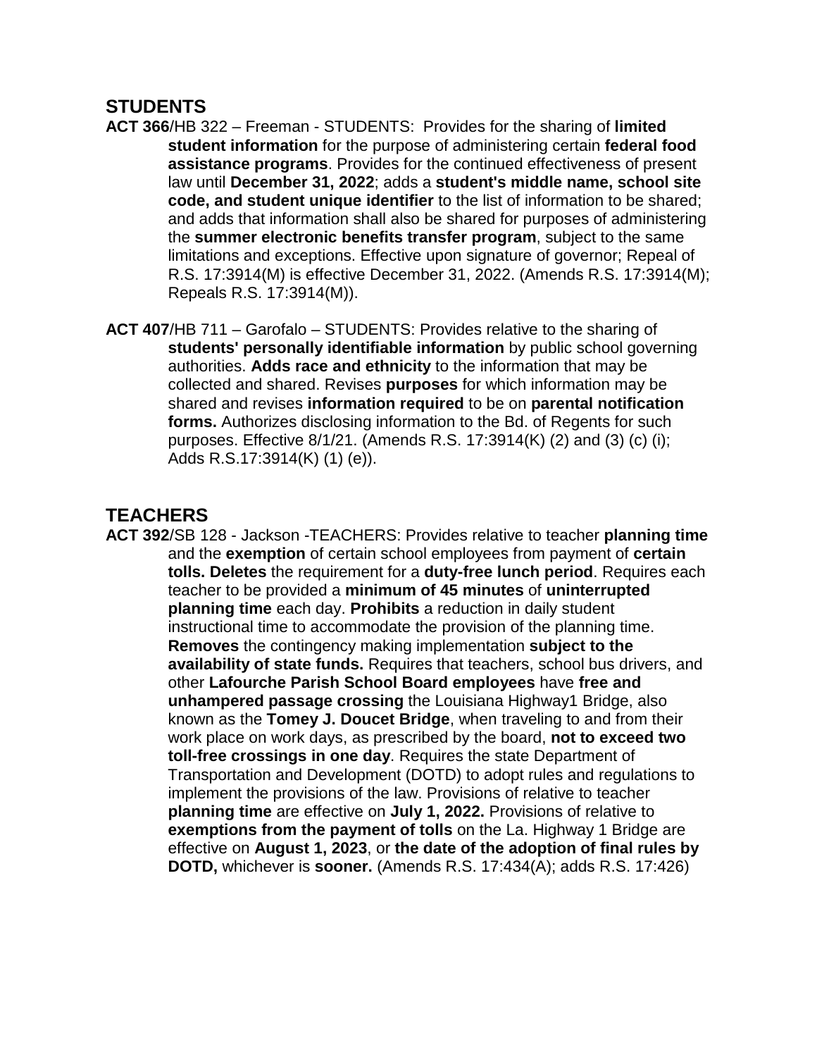## STUDENTS

**ACT 366**/HB 322 – Freeman - STUDENTS: Provides for the sharing of **limited student information** for the purpose of administering certain **federal food assistance programs**. Provides for the continued effectiveness of present law until **December 31, 2022**; adds a **student's middle name, school site code, and student unique identifier** to the list of information to be shared; and adds that information shall also be shared for purposes of administering the **summer electronic benefits transfer program**, subject to the same limitations and exceptions. Effective upon signature of governor; Repeal of R.S. 17:3914(M) is effective December 31, 2022. (Amends R.S. 17:3914(M); Repeals R.S. 17:3914(M)).

**ACT 407**/HB 711 – Garofalo – STUDENTS: Provides relative to the sharing of **students' personally identifiable information** by public school governing authorities. **Adds race and ethnicity** to the information that may be collected and shared. Revises **purposes** for which information may be shared and revises **information required** to be on **parental notification forms.** Authorizes disclosing information to the Bd. of Regents for such purposes. Effective 8/1/21. (Amends R.S. 17:3914(K) (2) and (3) (c) (i); Adds R.S.17:3914(K) (1) (e)).

## TEACHERS

**ACT 392**/SB 128 - Jackson -TEACHERS: Provides relative to teacher **planning time** and the **exemption** of certain school employees from payment of **certain tolls. Deletes** the requirement for a **duty-free lunch period**. Requires each teacher to be provided a **minimum of 45 minutes** of **uninterrupted planning time** each day. **Prohibits** a reduction in daily student instructional time to accommodate the provision of the planning time. **Removes** the contingency making implementation **subject to the availability of state funds.** Requires that teachers, school bus drivers, and other **Lafourche Parish School Board employees** have **free and unhampered passage crossing** the Louisiana Highway1 Bridge, also known as the **Tomey J. Doucet Bridge**, when traveling to and from their work place on work days, as prescribed by the board, **not to exceed two toll-free crossings in one day**. Requires the state Department of Transportation and Development (DOTD) to adopt rules and regulations to implement the provisions of the law. Provisions of relative to teacher **planning time** are effective on **July 1, 2022.** Provisions of relative to **exemptions from the payment of tolls** on the La. Highway 1 Bridge are effective on **August 1, 2023**, or **the date of the adoption of final rules by DOTD,** whichever is **sooner.** (Amends R.S. 17:434(A); adds R.S. 17:426)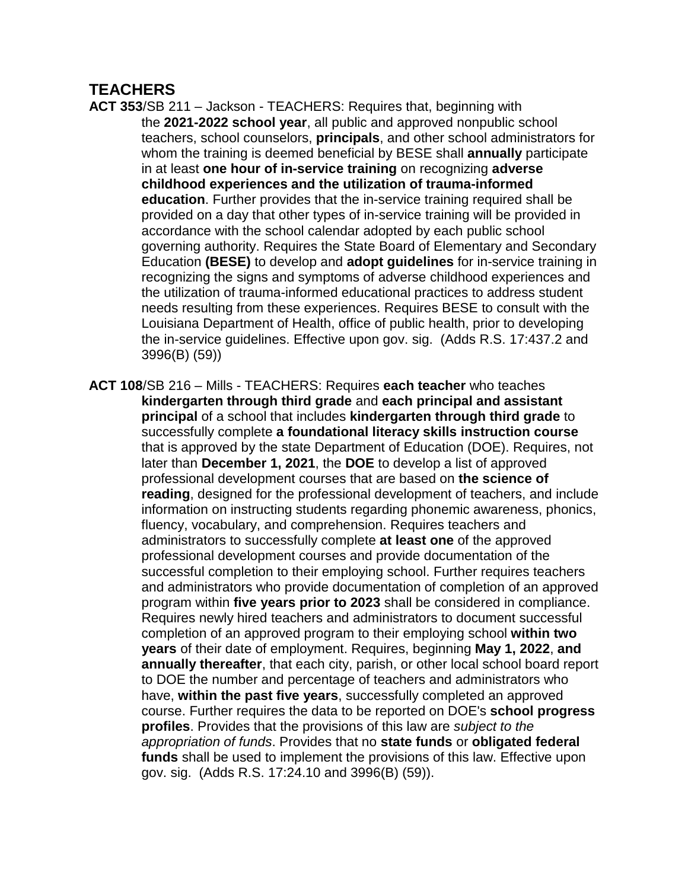## TEACHERS

**ACT 353**/SB 211 – Jackson - TEACHERS: Requires that, beginning with the **2021-2022 school year**, all public and approved nonpublic school teachers, school counselors, **principals**, and other school administrators for whom the training is deemed beneficial by BESE shall **annually** participate in at least **one hour of in-service training** on recognizing **adverse childhood experiences and the utilization of trauma-informed education**. Further provides that the in-service training required shall be provided on a day that other types of in-service training will be provided in accordance with the school calendar adopted by each public school governing authority. Requires the State Board of Elementary and Secondary Education **(BESE)** to develop and **adopt guidelines** for in-service training in recognizing the signs and symptoms of adverse childhood experiences and the utilization of trauma-informed educational practices to address student needs resulting from these experiences. Requires BESE to consult with the Louisiana Department of Health, office of public health, prior to developing the in-service guidelines. Effective upon gov. sig. (Adds R.S. 17:437.2 and 3996(B) (59))

**ACT 108**/SB 216 – Mills - TEACHERS: Requires **each teacher** who teaches **kindergarten through third grade** and **each principal and assistant principal** of a school that includes **kindergarten through third grade** to successfully complete **a foundational literacy skills instruction course** that is approved by the state Department of Education (DOE). Requires, not later than **December 1, 2021**, the **DOE** to develop a list of approved professional development courses that are based on **the science of reading**, designed for the professional development of teachers, and include information on instructing students regarding phonemic awareness, phonics, fluency, vocabulary, and comprehension. Requires teachers and administrators to successfully complete **at least one** of the approved professional development courses and provide documentation of the successful completion to their employing school. Further requires teachers and administrators who provide documentation of completion of an approved program within **five years prior to 2023** shall be considered in compliance. Requires newly hired teachers and administrators to document successful completion of an approved program to their employing school **within two years** of their date of employment. Requires, beginning **May 1, 2022**, **and annually thereafter**, that each city, parish, or other local school board report to DOE the number and percentage of teachers and administrators who have, **within the past five years**, successfully completed an approved course. Further requires the data to be reported on DOE's **school progress profiles**. Provides that the provisions of this law are *subject to the appropriation of funds*. Provides that no **state funds** or **obligated federal funds** shall be used to implement the provisions of this law. Effective upon gov. sig. (Adds R.S. 17:24.10 and 3996(B) (59)).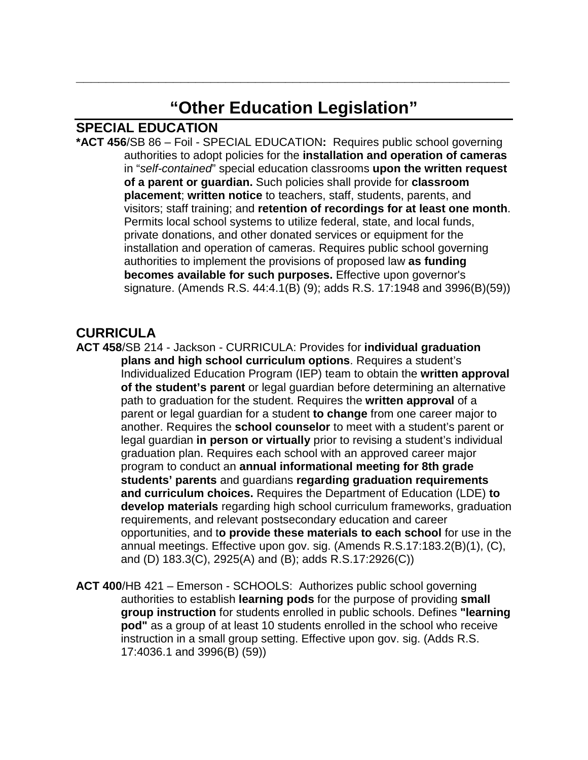# "Other Education Legislation"

## SPECIAL EDUCATION

**\*ACT 456**/SB 86 – Foil - SPECIAL EDUCATION**:** Requires public school governing authorities to adopt policies for the **installation and operation of cameras** in "*self-contained*" special education classrooms **upon the written request of a parent or guardian.** Such policies shall provide for **classroom placement**; **written notice** to teachers, staff, students, parents, and visitors; staff training; and **retention of recordings for at least one month**. Permits local school systems to utilize federal, state, and local funds, private donations, and other donated services or equipment for the installation and operation of cameras. Requires public school governing authorities to implement the provisions of proposed law **as funding becomes available for such purposes.** Effective upon governor's signature. (Amends R.S. 44:4.1(B) (9); adds R.S. 17:1948 and 3996(B)(59))

## CURRICULA

**ACT 458**/SB 214 - Jackson - CURRICULA: Provides for **individual graduation plans and high school curriculum options**. Requires a student's Individualized Education Program (IEP) team to obtain the **written approval of the student's parent** or legal guardian before determining an alternative path to graduation for the student. Requires the **written approval** of a parent or legal guardian for a student **to change** from one career major to another. Requires the **school counselor** to meet with a student's parent or legal guardian **in person or virtually** prior to revising a student's individual graduation plan. Requires each school with an approved career major program to conduct an **annual informational meeting for 8th grade students' parents** and guardians **regarding graduation requirements and curriculum choices.** Requires the Department of Education (LDE) **to develop materials** regarding high school curriculum frameworks, graduation requirements, and relevant postsecondary education and career opportunities, and t**o provide these materials to each school** for use in the annual meetings. Effective upon gov. sig. (Amends R.S.17:183.2(B)(1), (C), and (D) 183.3(C), 2925(A) and (B); adds R.S.17:2926(C))

**ACT 400**/HB 421 – Emerson - SCHOOLS: Authorizes public school governing authorities to establish **learning pods** for the purpose of providing **small group instruction** for students enrolled in public schools. Defines **"learning pod"** as a group of at least 10 students enrolled in the school who receive instruction in a small group setting. Effective upon gov. sig. (Adds R.S. 17:4036.1 and 3996(B) (59))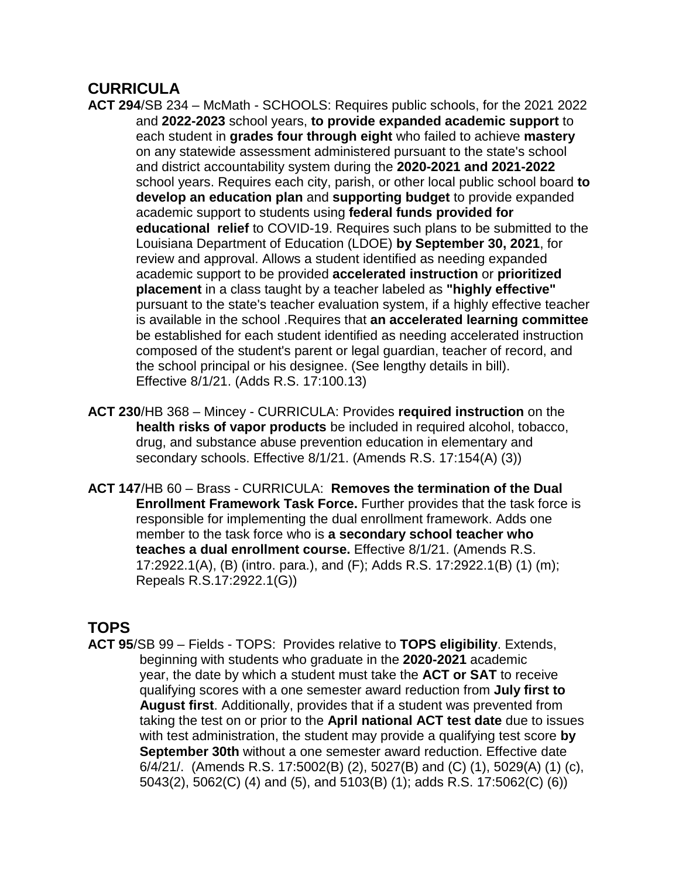## CURRICULA

**ACT 294**/SB 234 – McMath - SCHOOLS: Requires public schools, for the 2021 2022 and **2022-2023** school years, **to provide expanded academic support** to each student in **grades four through eight** who failed to achieve **mastery** on any statewide assessment administered pursuant to the state's school and district accountability system during the **2020-2021 and 2021-2022** school years. Requires each city, parish, or other local public school board **to develop an education plan** and **supporting budget** to provide expanded academic support to students using **federal funds provided for educational relief** to COVID-19. Requires such plans to be submitted to the Louisiana Department of Education (LDOE) **by September 30, 2021**, for review and approval. Allows a student identified as needing expanded academic support to be provided **accelerated instruction** or **prioritized placement** in a class taught by a teacher labeled as **"highly effective"** pursuant to the state's teacher evaluation system, if a highly effective teacher is available in the school .Requires that **an accelerated learning committee** be established for each student identified as needing accelerated instruction composed of the student's parent or legal guardian, teacher of record, and the school principal or his designee. (See lengthy details in bill). Effective 8/1/21. (Adds R.S. 17:100.13)

**ACT 230**/HB 368 – Mincey - CURRICULA: Provides **required instruction** on the **health risks of vapor products** be included in required alcohol, tobacco, drug, and substance abuse prevention education in elementary and secondary schools. Effective 8/1/21. (Amends R.S. 17:154(A) (3))

**ACT 147**/HB 60 – Brass - CURRICULA: **Removes the termination of the Dual Enrollment Framework Task Force.** Further provides that the task force is responsible for implementing the dual enrollment framework. Adds one member to the task force who is **a secondary school teacher who teaches a dual enrollment course.** Effective 8/1/21. (Amends R.S. 17:2922.1(A), (B) (intro. para.), and (F); Adds R.S. 17:2922.1(B) (1) (m); Repeals R.S.17:2922.1(G))

## TOPS

**ACT 95**/SB 99 – Fields - TOPS: Provides relative to **TOPS eligibility**. Extends, beginning with students who graduate in the **2020-2021** academic year, the date by which a student must take the **ACT or SAT** to receive qualifying scores with a one semester award reduction from **July first to August first**. Additionally, provides that if a student was prevented from taking the test on or prior to the **April national ACT test date** due to issues with test administration, the student may provide a qualifying test score **by September 30th** without a one semester award reduction. Effective date 6/4/21/. (Amends R.S. 17:5002(B) (2), 5027(B) and (C) (1), 5029(A) (1) (c), 5043(2), 5062(C) (4) and (5), and 5103(B) (1); adds R.S. 17:5062(C) (6))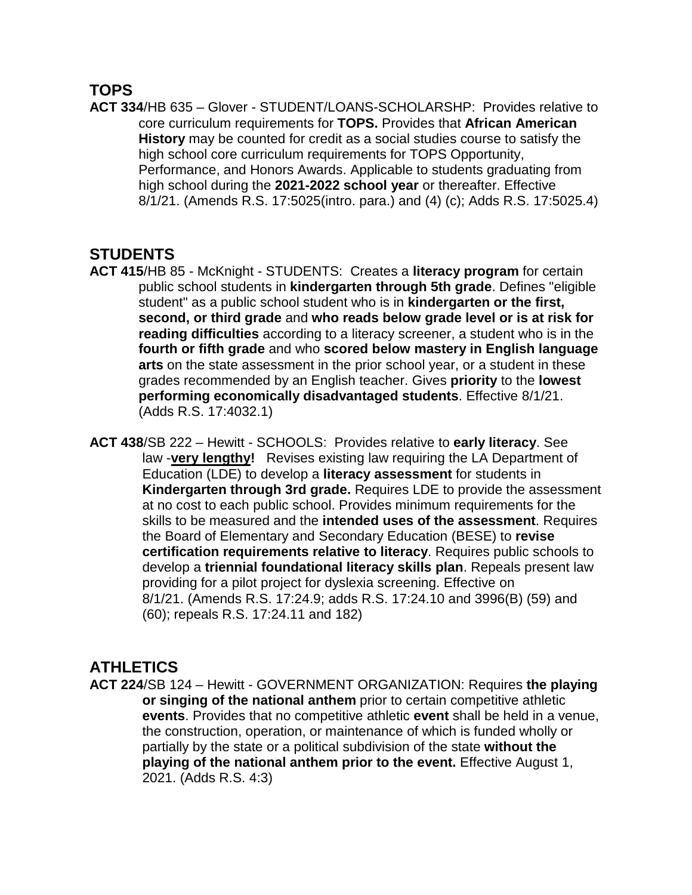## TOPS

**ACT 334**/HB 635 – Glover - STUDENT/LOANS-SCHOLARSHP: Provides relative to core curriculum requirements for **TOPS.** Provides that **African American History** may be counted for credit as a social studies course to satisfy the high school core curriculum requirements for TOPS Opportunity, Performance, and Honors Awards. Applicable to students graduating from high school during the **2021-2022 school year** or thereafter. Effective 8/1/21. (Amends R.S. 17:5025(intro. para.) and (4) (c); Adds R.S. 17:5025.4)

## STUDENTS

**ACT 415**/HB 85 - McKnight - STUDENTS: Creates a **literacy program** for certain public school students in **kindergarten through 5th grade**. Defines "eligible student" as a public school student who is in **kindergarten or the first, second, or third grade** and **who reads below grade level or is at risk for reading difficulties** according to a literacy screener, a student who is in the **fourth or fifth grade** and who **scored below mastery in English language arts** on the state assessment in the prior school year, or a student in these grades recommended by an English teacher. Gives **priority** to the **lowest performing economically disadvantaged students**. Effective 8/1/21. (Adds R.S. 17:4032.1)

**ACT 438**/SB 222 – Hewitt - SCHOOLS: Provides relative to **early literacy**. See law -**very lengthy!** Revises existing law requiring the LA Department of Education (LDE) to develop a **literacy assessment** for students in **Kindergarten through 3rd grade.** Requires LDE to provide the assessment at no cost to each public school. Provides minimum requirements for the skills to be measured and the **intended uses of the assessment**. Requires the Board of Elementary and Secondary Education (BESE) to **revise certification requirements relative to literacy**. Requires public schools to develop a **triennial foundational literacy skills plan**. Repeals present law providing for a pilot project for dyslexia screening. Effective on 8/1/21. (Amends R.S. 17:24.9; adds R.S. 17:24.10 and 3996(B) (59) and (60); repeals R.S. 17:24.11 and 182)

## ATHLETICS

**ACT 224**/SB 124 – Hewitt - GOVERNMENT ORGANIZATION: Requires **the playing or singing of the national anthem** prior to certain competitive athletic **events**. Provides that no competitive athletic **event** shall be held in a venue, the construction, operation, or maintenance of which is funded wholly or partially by the state or a political subdivision of the state **without the playing of the national anthem prior to the event.** Effective August 1, 2021. (Adds R.S. 4:3)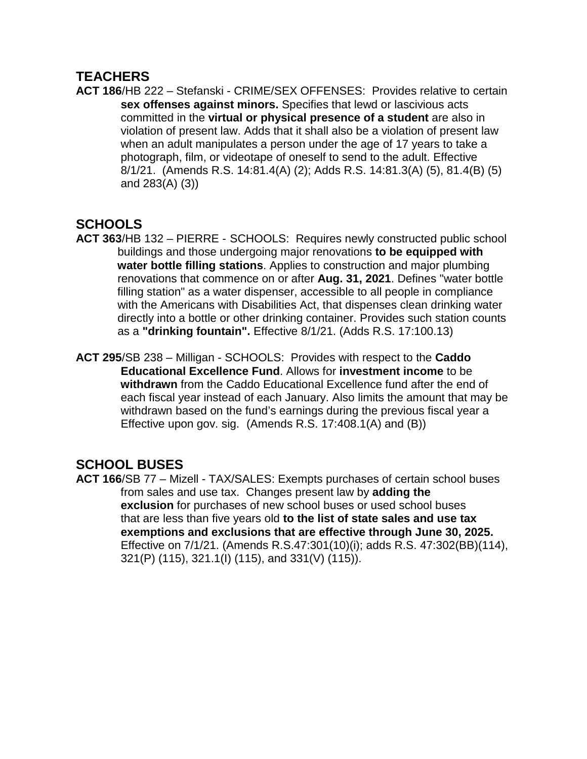## TEACHERS

**ACT 186**/HB 222 – Stefanski - CRIME/SEX OFFENSES: Provides relative to certain **sex offenses against minors.** Specifies that lewd or lascivious acts committed in the **virtual or physical presence of a student** are also in violation of present law. Adds that it shall also be a violation of present law when an adult manipulates a person under the age of 17 years to take a photograph, film, or videotape of oneself to send to the adult. Effective 8/1/21. (Amends R.S. 14:81.4(A) (2); Adds R.S. 14:81.3(A) (5), 81.4(B) (5) and 283(A) (3))

## SCHOOLS

**ACT 363**/HB 132 – PIERRE - SCHOOLS: Requires newly constructed public school buildings and those undergoing major renovations **to be equipped with water bottle filling stations**. Applies to construction and major plumbing renovations that commence on or after **Aug. 31, 2021**. Defines "water bottle filling station" as a water dispenser, accessible to all people in compliance with the Americans with Disabilities Act, that dispenses clean drinking water directly into a bottle or other drinking container. Provides such station counts as a **"drinking fountain".** Effective 8/1/21. (Adds R.S. 17:100.13)

**ACT 295**/SB 238 – Milligan - SCHOOLS: Provides with respect to the **Caddo Educational Excellence Fund**. Allows for **investment income** to be **withdrawn** from the Caddo Educational Excellence fund after the end of each fiscal year instead of each January. Also limits the amount that may be withdrawn based on the fund's earnings during the previous fiscal year a Effective upon gov. sig. (Amends R.S. 17:408.1(A) and (B))

## SCHOOL BUSES

**ACT 166**/SB 77 – Mizell - TAX/SALES: Exempts purchases of certain school buses from sales and use tax. Changes present law by **adding the exclusion** for purchases of new school buses or used school buses that are less than five years old **to the list of state sales and use tax exemptions and exclusions that are effective through June 30, 2025.** Effective on 7/1/21. (Amends R.S.47:301(10)(i); adds R.S. 47:302(BB)(114), 321(P) (115), 321.1(I) (115), and 331(V) (115)).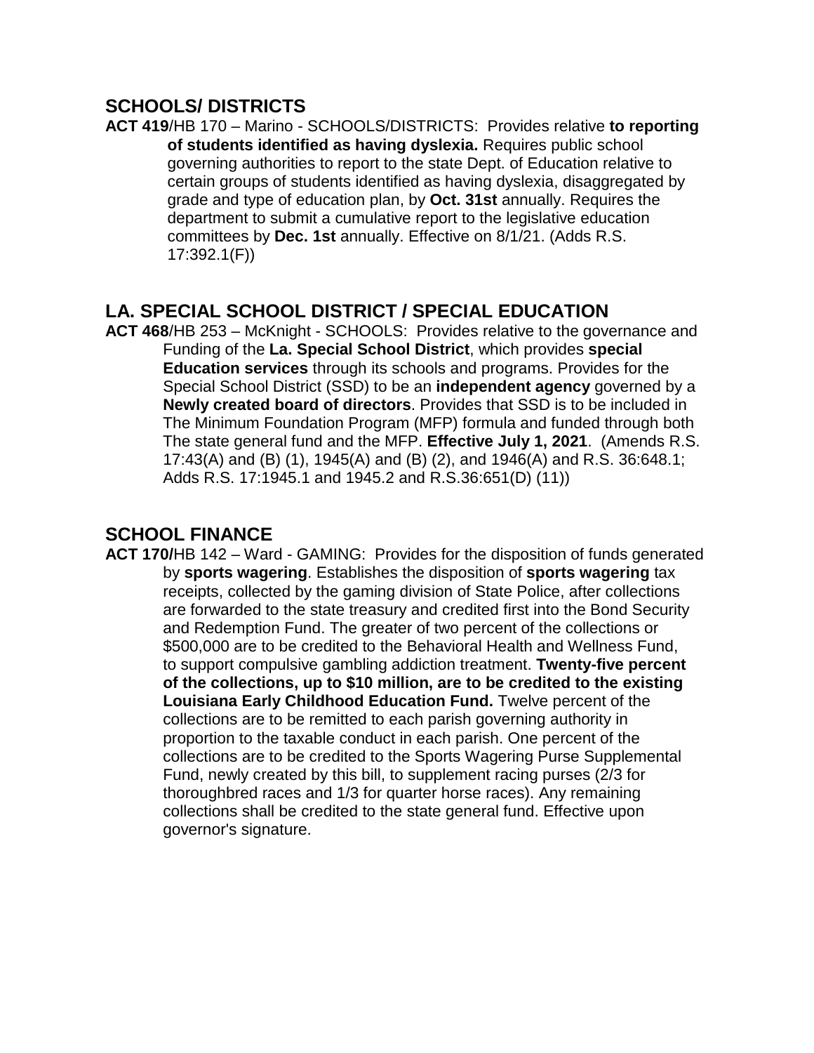## SCHOOLS/ DISTRICTS

**ACT 419**/HB 170 – Marino - SCHOOLS/DISTRICTS: Provides relative **to reporting of students identified as having dyslexia.** Requires public school governing authorities to report to the state Dept. of Education relative to certain groups of students identified as having dyslexia, disaggregated by grade and type of education plan, by **Oct. 31st** annually. Requires the department to submit a cumulative report to the legislative education committees by **Dec. 1st** annually. Effective on 8/1/21. (Adds R.S. 17:392.1(F))

## LA. SPECIAL SCHOOL DISTRICT / SPECIAL EDUCATION

**ACT 468**/HB 253 – McKnight - SCHOOLS: Provides relative to the governance and Funding of the **La. Special School District**, which provides **special Education services** through its schools and programs. Provides for the Special School District (SSD) to be an **independent agency** governed by a **Newly created board of directors**. Provides that SSD is to be included in The Minimum Foundation Program (MFP) formula and funded through both The state general fund and the MFP. **Effective July 1, 2021**. (Amends R.S. 17:43(A) and (B) (1), 1945(A) and (B) (2), and 1946(A) and R.S. 36:648.1; Adds R.S. 17:1945.1 and 1945.2 and R.S.36:651(D) (11))

## SCHOOL FINANCE

**ACT 170/**HB 142 – Ward - GAMING: Provides for the disposition of funds generated by **sports wagering**. Establishes the disposition of **sports wagering** tax receipts, collected by the gaming division of State Police, after collections are forwarded to the state treasury and credited first into the Bond Security and Redemption Fund. The greater of two percent of the collections or $500,000 are to be credited to the Behavioral Health and Wellness Fund, to support compulsive gambling addiction treatment. **Twenty-five percent of the collections, up to $10 million, are to be credited to the existing Louisiana Early Childhood Education Fund.** Twelve percent of the collections are to be remitted to each parish governing authority in proportion to the taxable conduct in each parish. One percent of the collections are to be credited to the Sports Wagering Purse Supplemental Fund, newly created by this bill, to supplement racing purses (2/3 for thoroughbred races and 1/3 for quarter horse races). Any remaining collections shall be credited to the state general fund. Effective upon governor's signature.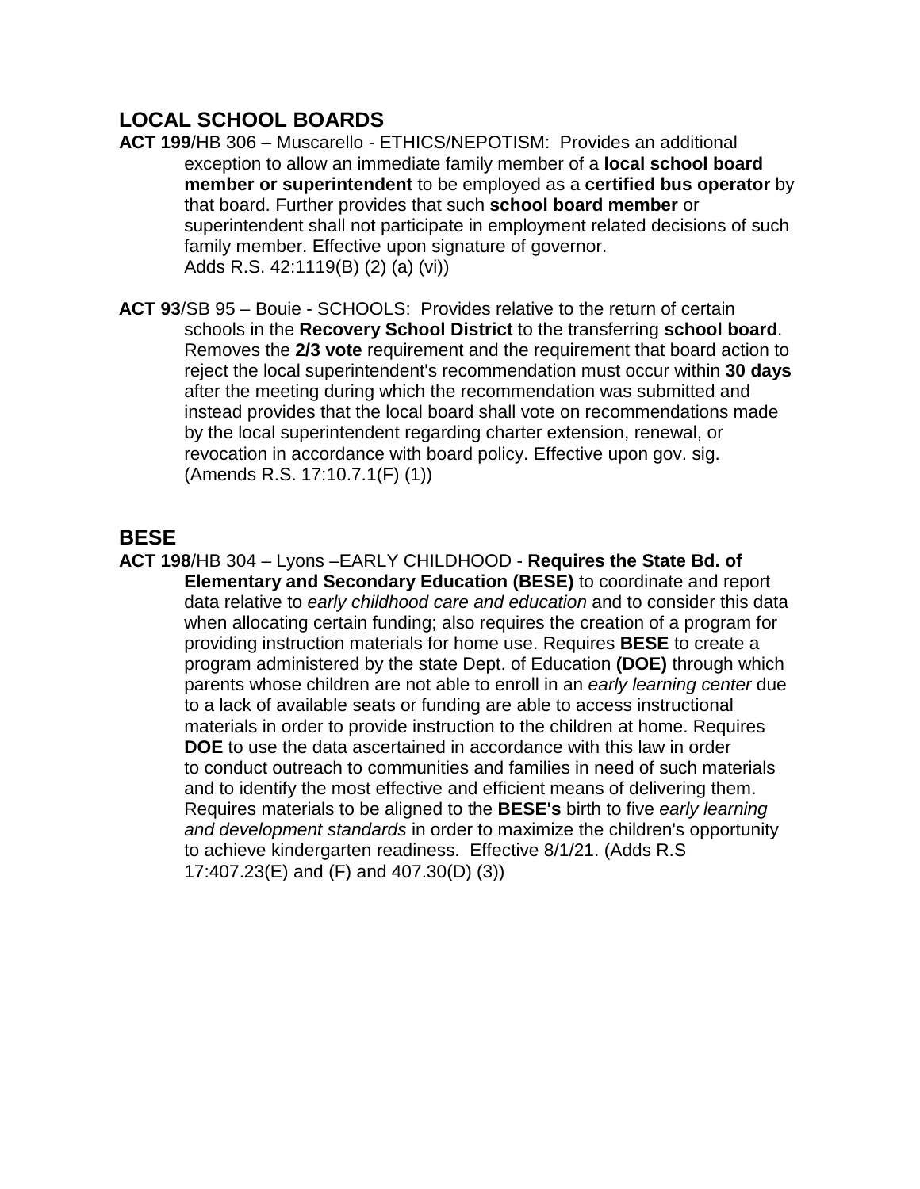## LOCAL SCHOOL BOARDS

**ACT 199**/HB 306 – Muscarello - ETHICS/NEPOTISM: Provides an additional exception to allow an immediate family member of a **local school board member or superintendent** to be employed as a **certified bus operator** by that board. Further provides that such **school board member** or superintendent shall not participate in employment related decisions of such family member. Effective upon signature of governor. Adds R.S. 42:1119(B) (2) (a) (vi))

**ACT 93**/SB 95 – Bouie - SCHOOLS: Provides relative to the return of certain schools in the **Recovery School District** to the transferring **school board**. Removes the **2/3 vote** requirement and the requirement that board action to reject the local superintendent's recommendation must occur within **30 days** after the meeting during which the recommendation was submitted and instead provides that the local board shall vote on recommendations made by the local superintendent regarding charter extension, renewal, or revocation in accordance with board policy. Effective upon gov. sig. (Amends R.S. 17:10.7.1(F) (1))

## BESE

**ACT 198**/HB 304 – Lyons –EARLY CHILDHOOD - **Requires the State Bd. of Elementary and Secondary Education (BESE)** to coordinate and report data relative to *early childhood care and education* and to consider this data when allocating certain funding; also requires the creation of a program for providing instruction materials for home use. Requires **BESE** to create a program administered by the state Dept. of Education **(DOE)** through which parents whose children are not able to enroll in an *early learning center* due to a lack of available seats or funding are able to access instructional materials in order to provide instruction to the children at home. Requires **DOE** to use the data ascertained in accordance with this law in order to conduct outreach to communities and families in need of such materials and to identify the most effective and efficient means of delivering them. Requires materials to be aligned to the **BESE's** birth to five *early learning and development standards* in order to maximize the children's opportunity to achieve kindergarten readiness. Effective 8/1/21. (Adds R.S 17:407.23(E) and (F) and 407.30(D) (3))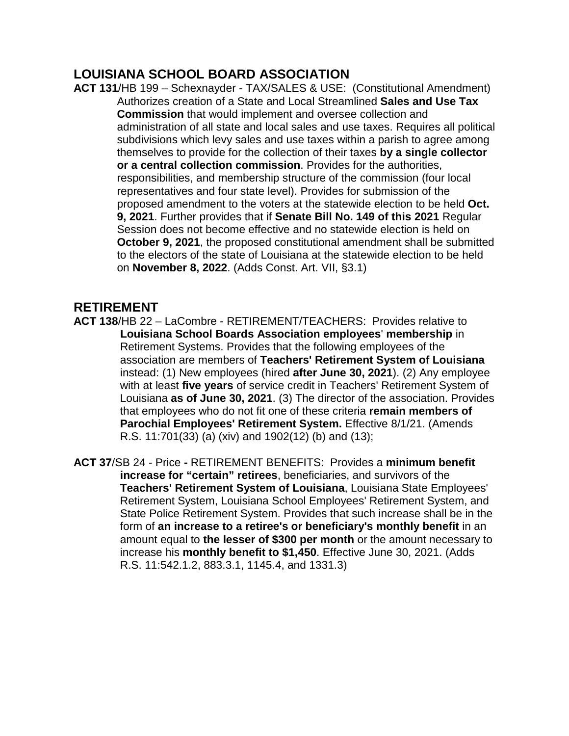## LOUISIANA SCHOOL BOARD ASSOCIATION

**ACT 131**/HB 199 – Schexnayder - TAX/SALES & USE: (Constitutional Amendment) Authorizes creation of a State and Local Streamlined **Sales and Use Tax Commission** that would implement and oversee collection and administration of all state and local sales and use taxes. Requires all political subdivisions which levy sales and use taxes within a parish to agree among themselves to provide for the collection of their taxes **by a single collector or a central collection commission**. Provides for the authorities, responsibilities, and membership structure of the commission (four local representatives and four state level). Provides for submission of the proposed amendment to the voters at the statewide election to be held **Oct. 9, 2021**. Further provides that if **Senate Bill No. 149 of this 2021** Regular Session does not become effective and no statewide election is held on **October 9, 2021**, the proposed constitutional amendment shall be submitted to the electors of the state of Louisiana at the statewide election to be held on **November 8, 2022**. (Adds Const. Art. VII, §3.1)

## RETIREMENT

**ACT 138**/HB 22 – LaCombre - RETIREMENT/TEACHERS: Provides relative to **Louisiana School Boards Association employees**' **membership** in Retirement Systems. Provides that the following employees of the association are members of **Teachers' Retirement System of Louisiana** instead: (1) New employees (hired **after June 30, 2021**). (2) Any employee with at least **five years** of service credit in Teachers' Retirement System of Louisiana **as of June 30, 2021**. (3) The director of the association. Provides that employees who do not fit one of these criteria **remain members of Parochial Employees' Retirement System.** Effective 8/1/21. (Amends R.S. 11:701(33) (a) (xiv) and 1902(12) (b) and (13);

**ACT 37**/SB 24 - Price **-** RETIREMENT BENEFITS: Provides a **minimum benefit increase for "certain" retirees**, beneficiaries, and survivors of the **Teachers' Retirement System of Louisiana**, Louisiana State Employees' Retirement System, Louisiana School Employees' Retirement System, and State Police Retirement System. Provides that such increase shall be in the form of **an increase to a retiree's or beneficiary's monthly benefit** in an amount equal to **the lesser of $300 per month** or the amount necessary to increase his **monthly benefit to $1,450**. Effective June 30, 2021. (Adds R.S. 11:542.1.2, 883.3.1, 1145.4, and 1331.3)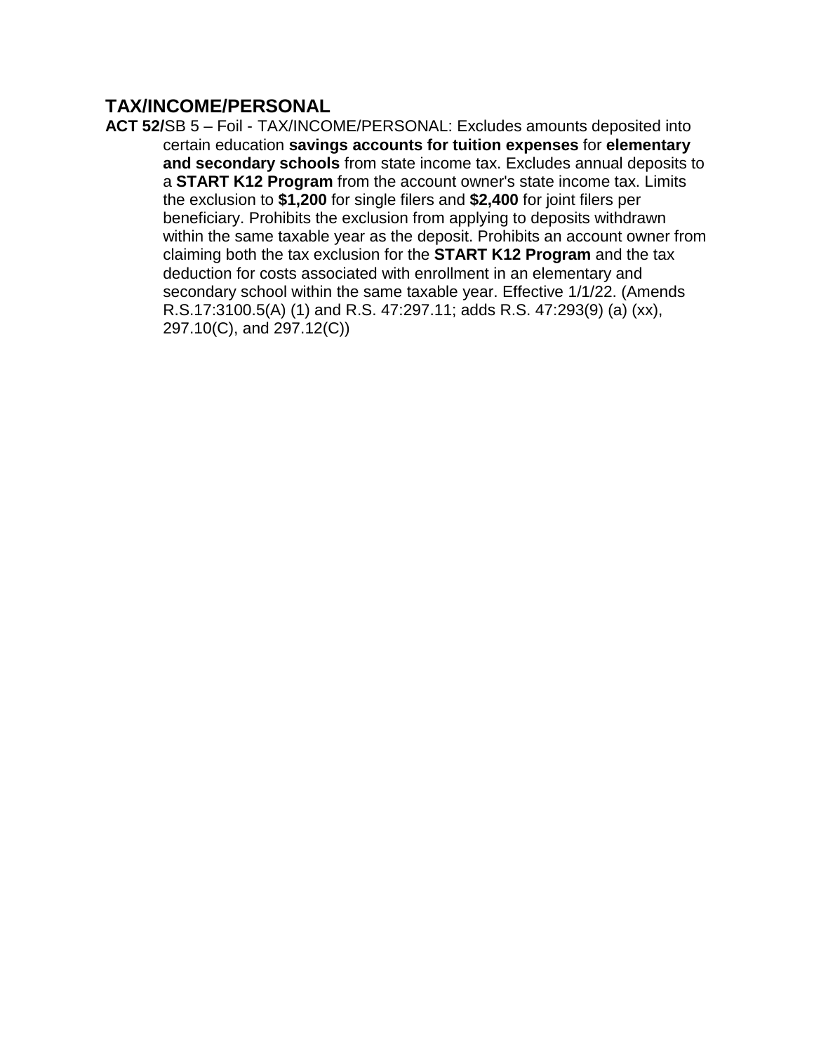## TAX/INCOME/PERSONAL

**ACT 52/**SB 5 – Foil - TAX/INCOME/PERSONAL: Excludes amounts deposited into certain education **savings accounts for tuition expenses** for **elementary and secondary schools** from state income tax. Excludes annual deposits to a **START K12 Program** from the account owner's state income tax. Limits the exclusion to **$1,200** for single filers and **$2,400** for joint filers per beneficiary. Prohibits the exclusion from applying to deposits withdrawn within the same taxable year as the deposit. Prohibits an account owner from claiming both the tax exclusion for the **START K12 Program** and the tax deduction for costs associated with enrollment in an elementary and secondary school within the same taxable year. Effective 1/1/22. (Amends R.S.17:3100.5(A) (1) and R.S. 47:297.11; adds R.S. 47:293(9) (a) (xx), 297.10(C), and 297.12(C))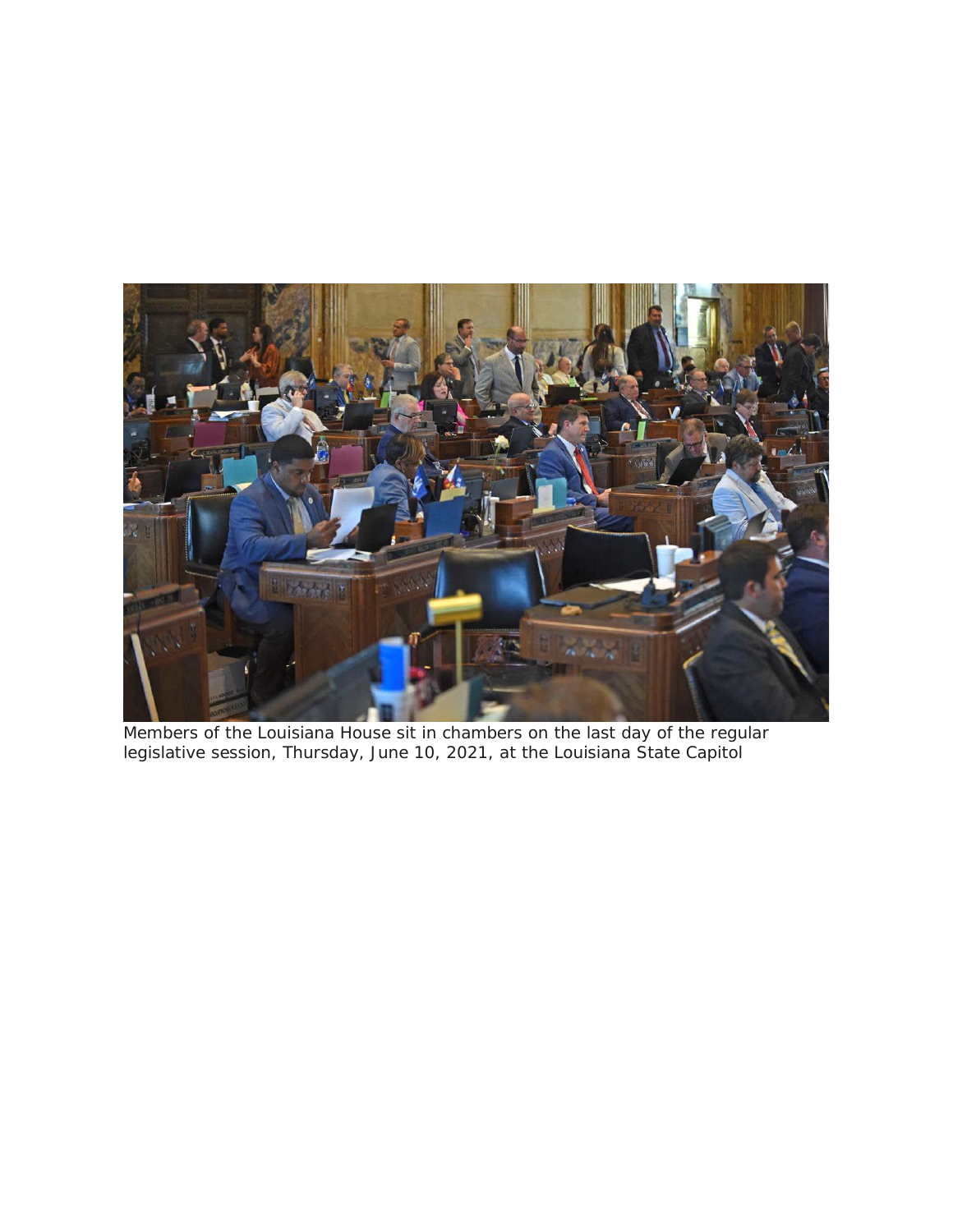Members of the Louisiana House sit in chambers on the last day of the regular legislative session, Thursday, June 10, 2021, at the Louisiana State Capitol